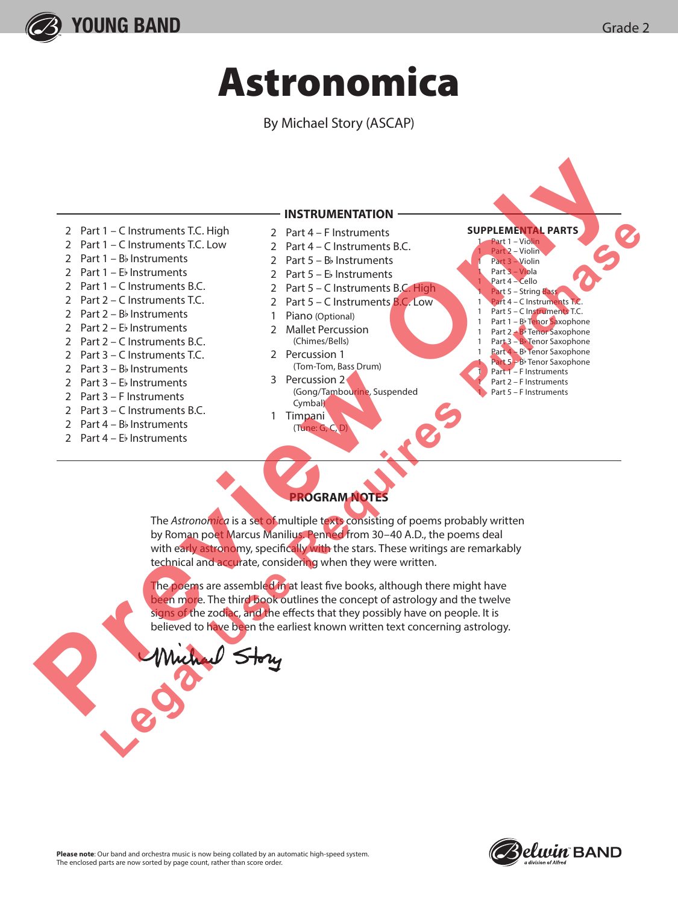YOUNG BAND

Grade 2

# Astronomica

By Michael Story (ASCAP)

## INSTRUMENTATION

- 2 Part 1 – C Instruments T.C. High
- 2 Part 1 – C Instruments T.C. Low
- 2 Part 1 – B♭ Instruments
- 2 Part 1 – E♭ Instruments
- 2 Part 1 – C Instruments B.C.
- 2 Part 2 – C Instruments T.C.
- 2 Part 2 – B♭ Instruments
- 2 Part 2 – E♭ Instruments
- 2 Part 2 – C Instruments B.C.
- 2 Part 3 – C Instruments T.C.
- 2 Part 3 – B♭ Instruments
- 2 Part 3 – E♭ Instruments
- 2 Part 3 – F Instruments
- 2 Part 3 – C Instruments B.C.
- 2 Part 4 – B♭ Instruments
- 2 Part 4 – E♭ Instruments
- 2 Part 4 – F Instruments
- 2 Part 4 – C Instruments B.C.
- 2 Part 5 – B♭ Instruments
- 2 Part 5 – E♭ Instruments
- 2 Part 5 – C Instruments B.C. High
- 2 Part 5 – C Instruments B.C. Low
- 1 Piano (Optional)
- 2 Mallet Percussion (Chimes/Bells)
- 2 Percussion 1 (Tom-Tom, Bass Drum)
- 3 Percussion 2 (Gong/Tambourine, Suspended Cymbal)
- 1 Timpani (Tune: G, C, D)

### SUPPLEMENTAL PARTS

- 1 Part 1 – Violin
- 1 Part 2 – Violin
- 1 Part 3 – Violin
- 1 Part 3 – Viola
- 1 Part 4 – Cello
- 1 Part 5 – String Bass
- 1 Part 4 – C Instruments T.C.
- 1 Part 5 – C Instruments T.C.
- 1 Part 1 – B♭ Tenor Saxophone
- 1 Part 2 – B♭ Tenor Saxophone
- 1 Part 3 – B♭ Tenor Saxophone
- 1 Part 4 – B♭ Tenor Saxophone
- 1 Part 5 – B♭ Tenor Saxophone
- 1 Part 1 – F Instruments
- 1 Part 2 – F Instruments
- 1 Part 5 – F Instruments

## PROGRAM NOTES

The *Astronomica* is a set of multiple texts consisting of poems probably written by Roman poet Marcus Manilius. Penned from 30–40 A.D., the poems deal with early astronomy, specifically with the stars. These writings are remarkably technical and accurate, considering when they were written.

The poems are assembled in at least five books, although there might have been more. The third book outlines the concept of astrology and the twelve signs of the zodiac, and the effects that they possibly have on people. It is believed to have been the earliest known written text concerning astrology.

Michael Story

**Please note**: Our band and orchestra music is now being collated by an automatic high-speed system. The enclosed parts are now sorted by page count, rather than score order.

Belwin BAND, a division of Alfred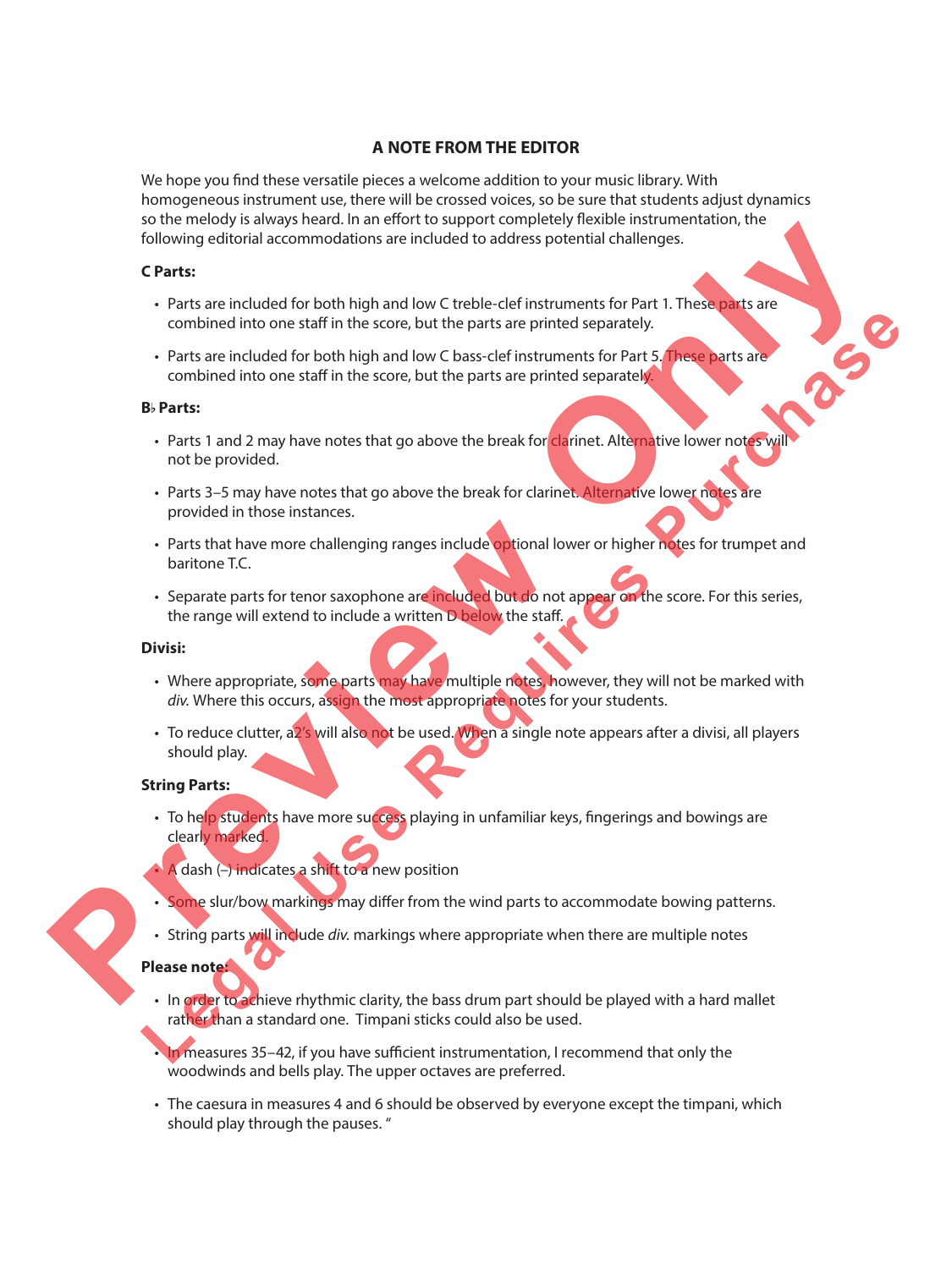## A NOTE FROM THE EDITOR

We hope you find these versatile pieces a welcome addition to your music library. With homogeneous instrument use, there will be crossed voices, so be sure that students adjust dynamics so the melody is always heard. In an effort to support completely flexible instrumentation, the following editorial accommodations are included to address potential challenges.

**C Parts:**

- Parts are included for both high and low C treble-clef instruments for Part 1. These parts are combined into one staff in the score, but the parts are printed separately.
- Parts are included for both high and low C bass-clef instruments for Part 5. These parts are combined into one staff in the score, but the parts are printed separately.

**B♭ Parts:**

- Parts 1 and 2 may have notes that go above the break for clarinet. Alternative lower notes will not be provided.
- Parts 3–5 may have notes that go above the break for clarinet. Alternative lower notes are provided in those instances.
- Parts that have more challenging ranges include optional lower or higher notes for trumpet and baritone T.C.
- Separate parts for tenor saxophone are included but do not appear on the score. For this series, the range will extend to include a written D below the staff.

**Divisi:**

- Where appropriate, some parts may have multiple notes, however, they will not be marked with *div.* Where this occurs, assign the most appropriate notes for your students.
- To reduce clutter, a2's will also not be used. When a single note appears after a divisi, all players should play.

**String Parts:**

- To help students have more success playing in unfamiliar keys, fingerings and bowings are clearly marked.
- A dash (–) indicates a shift to a new position
- Some slur/bow markings may differ from the wind parts to accommodate bowing patterns.
- String parts will include *div.* markings where appropriate when there are multiple notes

**Please note:**

- In order to achieve rhythmic clarity, the bass drum part should be played with a hard mallet rather than a standard one. Timpani sticks could also be used.
- In measures 35–42, if you have sufficient instrumentation, I recommend that only the woodwinds and bells play. The upper octaves are preferred.
- The caesura in measures 4 and 6 should be observed by everyone except the timpani, which should play through the pauses. "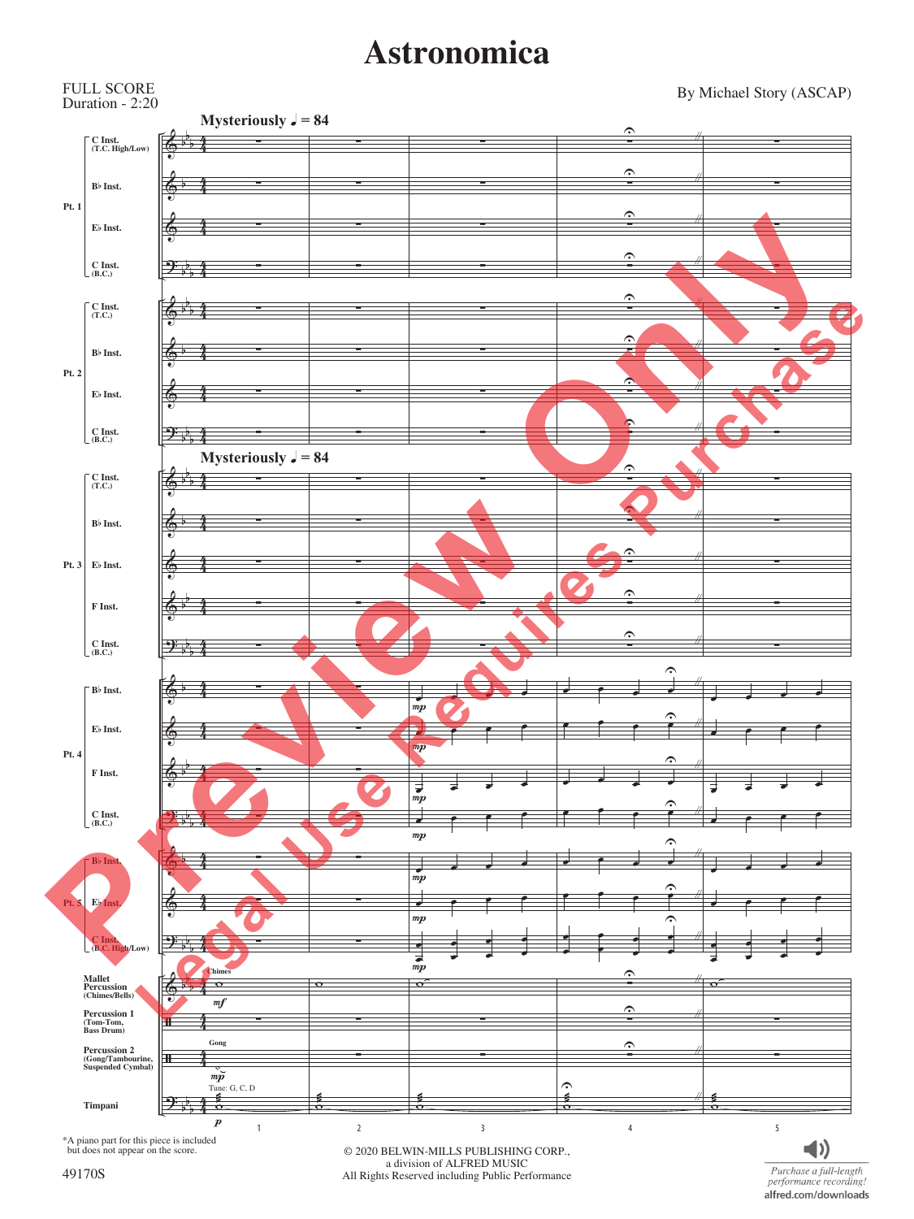# Astronomica

FULL SCORE
Duration - 2:20

By Michael Story (ASCAP)

*A piano part for this piece is included but does not appear on the score.

49170S

© 2020 BELWIN-MILLS PUBLISHING CORP.,
a division of ALFRED MUSIC
All Rights Reserved including Public Performance

*Purchase a full-length performance recording!*
alfred.com/downloads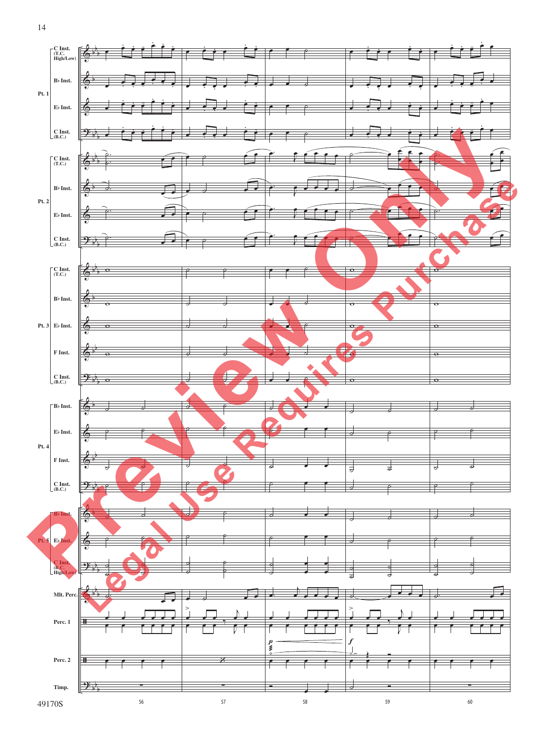Pt. 1
C Inst. (T.C. High/Low)
B♭ Inst.
E♭ Inst.
C Inst. (B.C.)

Pt. 2
C Inst. (T.C.)
B♭ Inst.
E♭ Inst.
C Inst. (B.C.)

Pt. 3
C Inst. (T.C.)
B♭ Inst.
E♭ Inst.
F Inst.
C Inst. (B.C.)

Pt. 4
B♭ Inst.
E♭ Inst.
F Inst.
C Inst. (B.C.)

Pt. 5
B♭ Inst.
E♭ Inst.
C Inst. (B.C. High/Low)

Mlt. Perc.

Perc. 1

Perc. 2

Timp.

*p* *f*

56 57 58 59 60

Preview Only
Legal Use Requires Purchase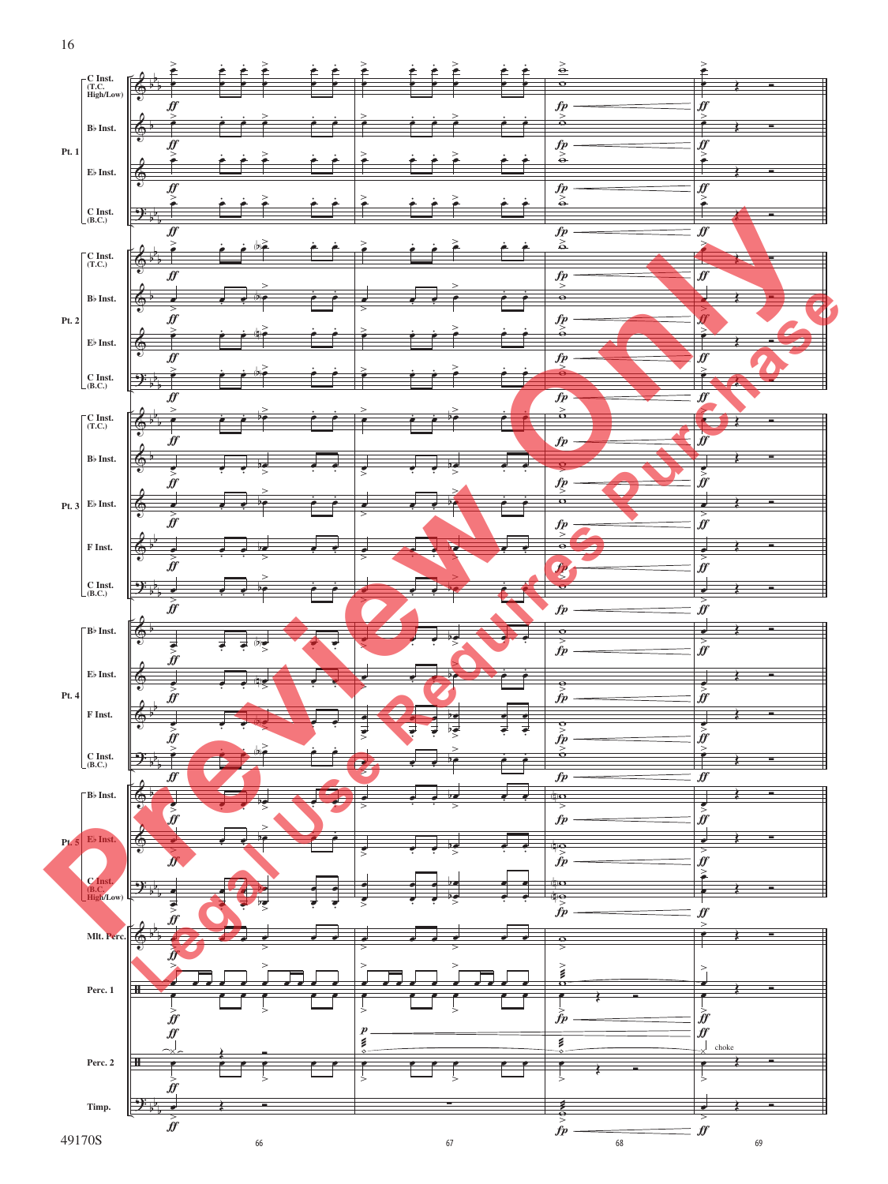Pt. 1
C Inst. (T.C. High/Low)
B♭ Inst.
E♭ Inst.
C Inst. (B.C.)

Pt. 2
C Inst. (T.C.)
B♭ Inst.
E♭ Inst.
C Inst. (B.C.)

Pt. 3
C Inst. (T.C.)
B♭ Inst.
E♭ Inst.
F Inst.
C Inst. (B.C.)

Pt. 4
B♭ Inst.
E♭ Inst.
F Inst.
C Inst. (B.C.)

Pt. 5
B♭ Inst.
E♭ Inst.
C Inst. (B.C. High/Low)

Mlt. Perc.

Perc. 1

Perc. 2

Timp.

ff
fp
p
choke

66
67
68
69

49170S

Preview Only
Legal Use Requires Purchase